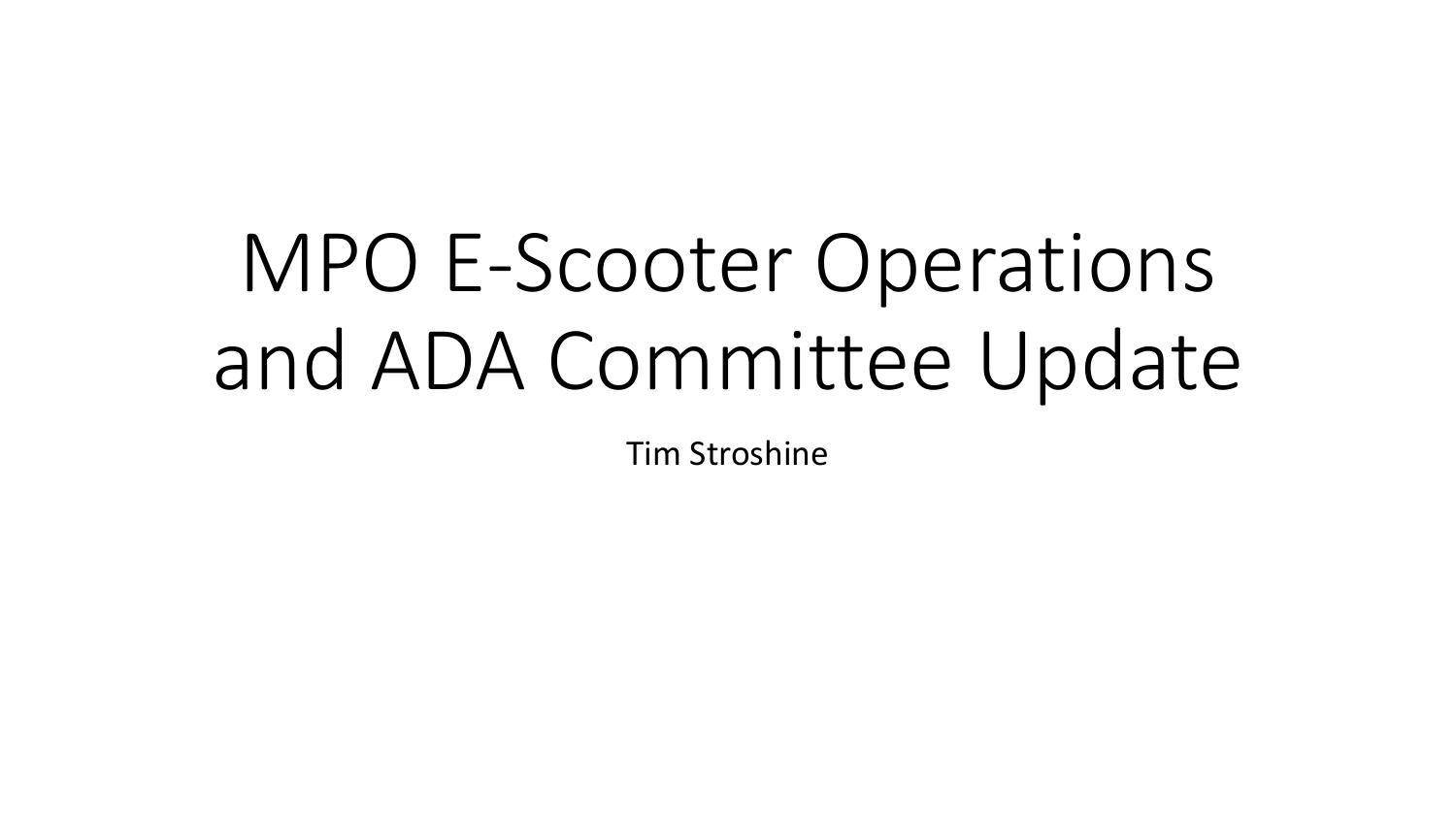# MPO E-Scooter Operations and ADA Committee Update

Tim Stroshine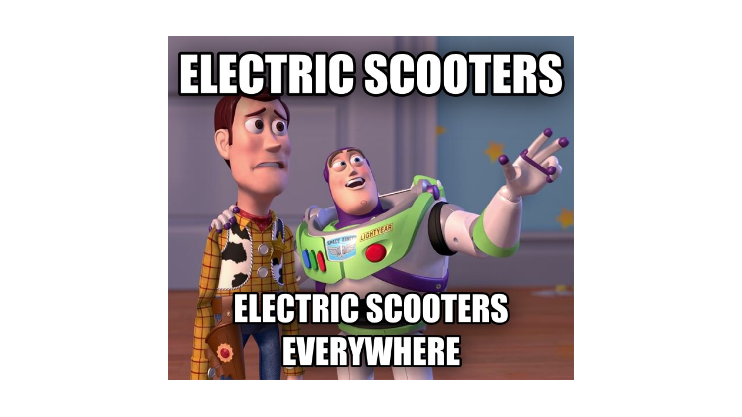ELECTRIC SCOOTERS

ELECTRIC SCOOTERS EVERYWHERE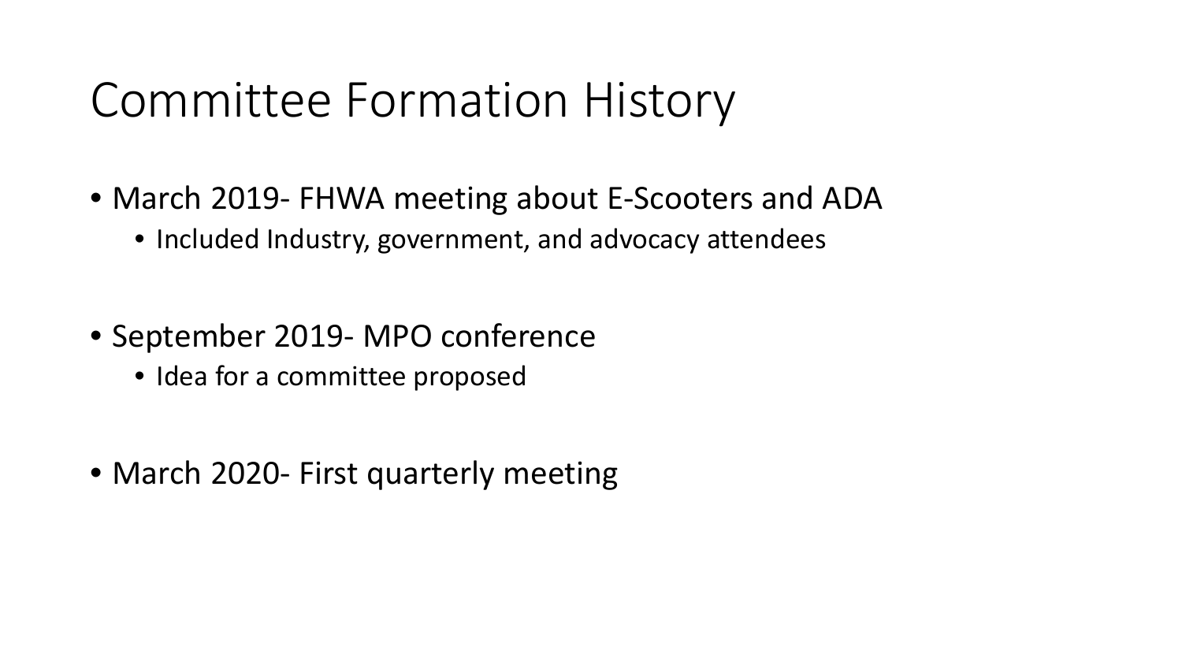# Committee Formation History

- March 2019- FHWA meeting about E-Scooters and ADA
  - Included Industry, government, and advocacy attendees
- September 2019- MPO conference
  - Idea for a committee proposed
- March 2020- First quarterly meeting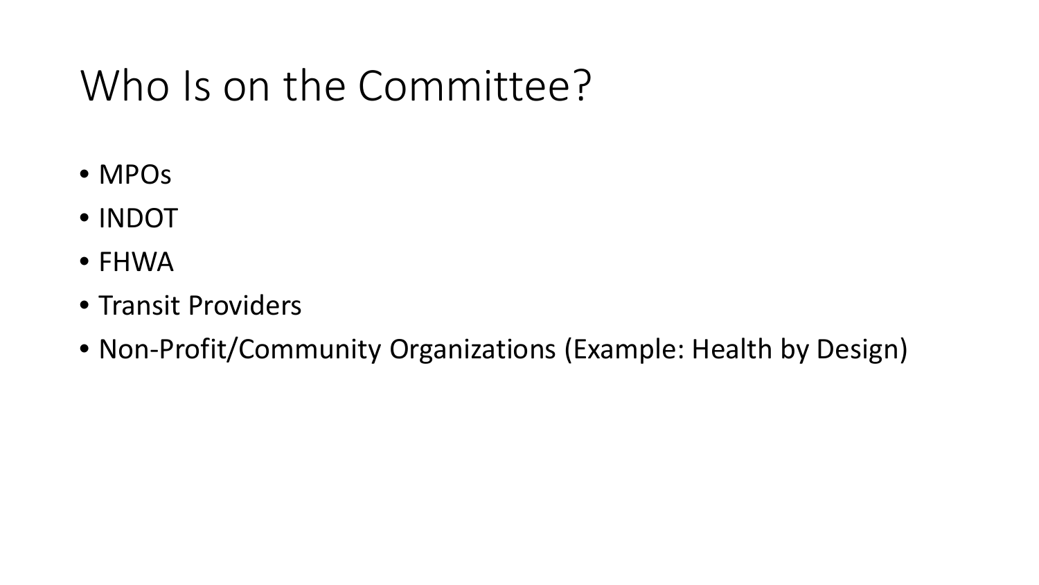# Who Is on the Committee?

- MPOs
- INDOT
- FHWA
- Transit Providers
- Non-Profit/Community Organizations (Example: Health by Design)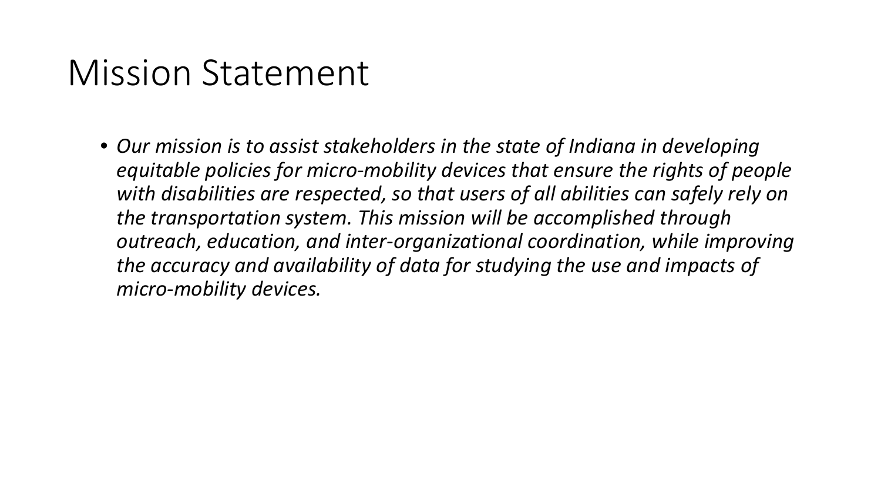# Mission Statement

- *Our mission is to assist stakeholders in the state of Indiana in developing equitable policies for micro-mobility devices that ensure the rights of people with disabilities are respected, so that users of all abilities can safely rely on the transportation system. This mission will be accomplished through outreach, education, and inter-organizational coordination, while improving the accuracy and availability of data for studying the use and impacts of micro-mobility devices.*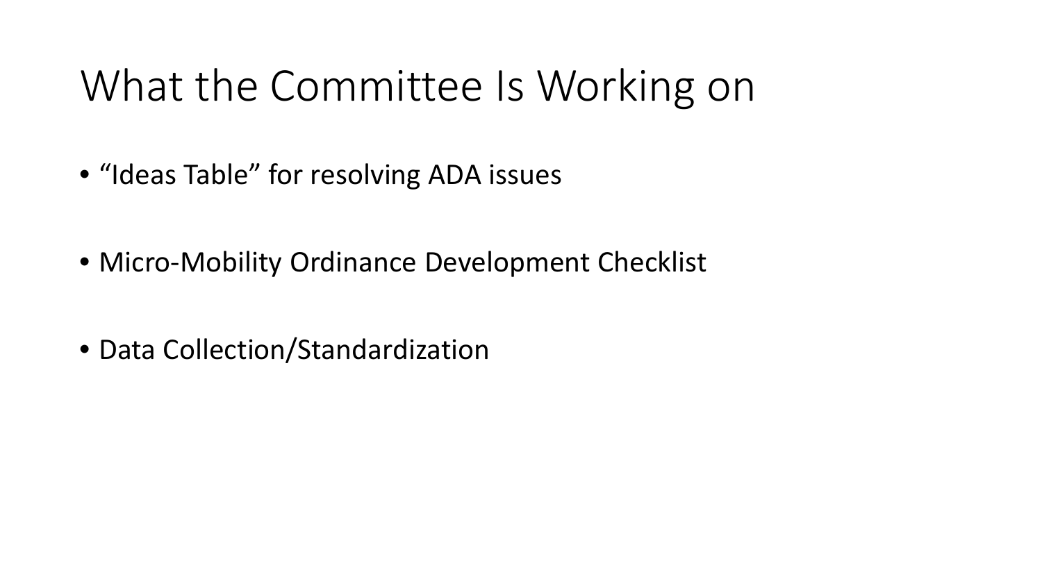# What the Committee Is Working on

- "Ideas Table" for resolving ADA issues
- Micro-Mobility Ordinance Development Checklist
- Data Collection/Standardization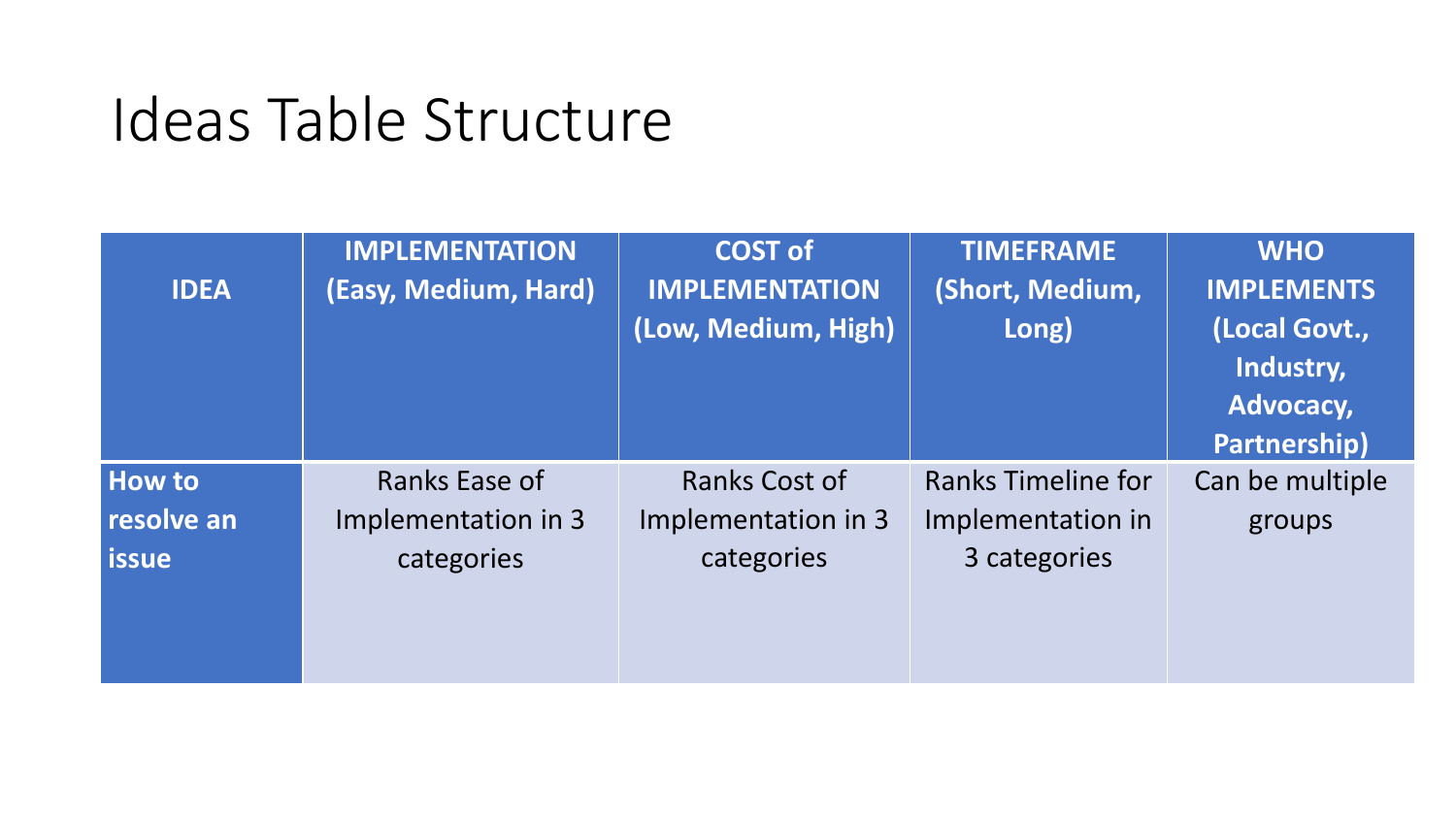# Ideas Table Structure

| IDEA | IMPLEMENTATION (Easy, Medium, Hard) | COST of IMPLEMENTATION (Low, Medium, High) | TIMEFRAME (Short, Medium, Long) | WHO IMPLEMENTS (Local Govt., Industry, Advocacy, Partnership) |
|---|---|---|---|---|
| **How to resolve an issue** | Ranks Ease of Implementation in 3 categories | Ranks Cost of Implementation in 3 categories | Ranks Timeline for Implementation in 3 categories | Can be multiple groups |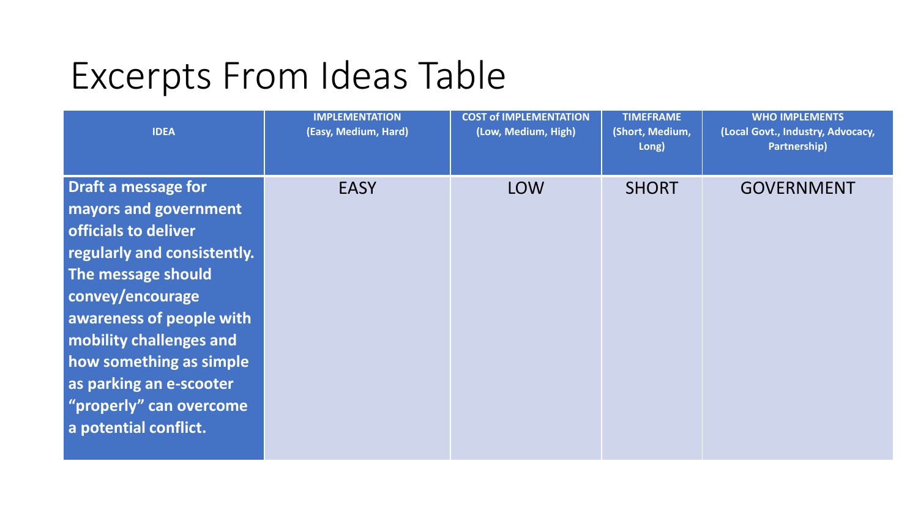# Excerpts From Ideas Table

| IDEA | IMPLEMENTATION (Easy, Medium, Hard) | COST of IMPLEMENTATION (Low, Medium, High) | TIMEFRAME (Short, Medium, Long) | WHO IMPLEMENTS (Local Govt., Industry, Advocacy, Partnership) |
|---|---|---|---|---|
| **Draft a message for mayors and government officials to deliver regularly and consistently. The message should convey/encourage awareness of people with mobility challenges and how something as simple as parking an e-scooter "properly" can overcome a potential conflict.** | EASY | LOW | SHORT | GOVERNMENT |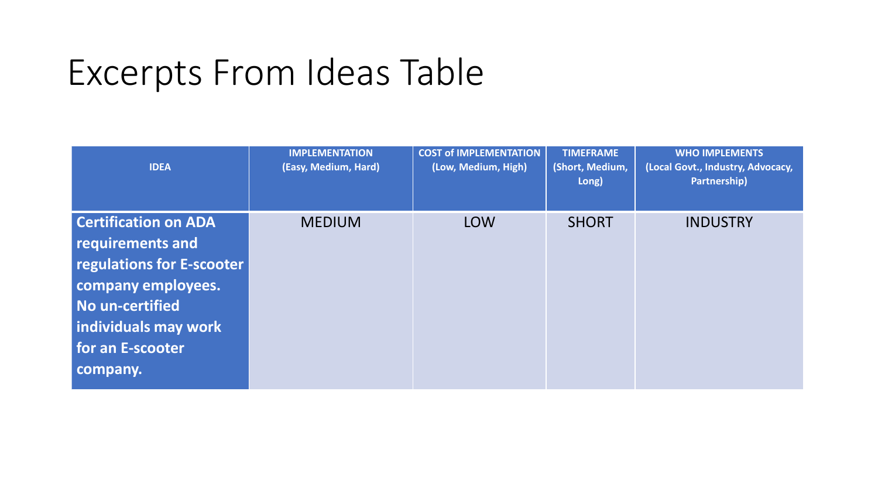# Excerpts From Ideas Table

| IDEA | IMPLEMENTATION (Easy, Medium, Hard) | COST of IMPLEMENTATION (Low, Medium, High) | TIMEFRAME (Short, Medium, Long) | WHO IMPLEMENTS (Local Govt., Industry, Advocacy, Partnership) |
|---|---|---|---|---|
| **Certification on ADA requirements and regulations for E-scooter company employees. No un-certified individuals may work for an E-scooter company.** | MEDIUM | LOW | SHORT | INDUSTRY |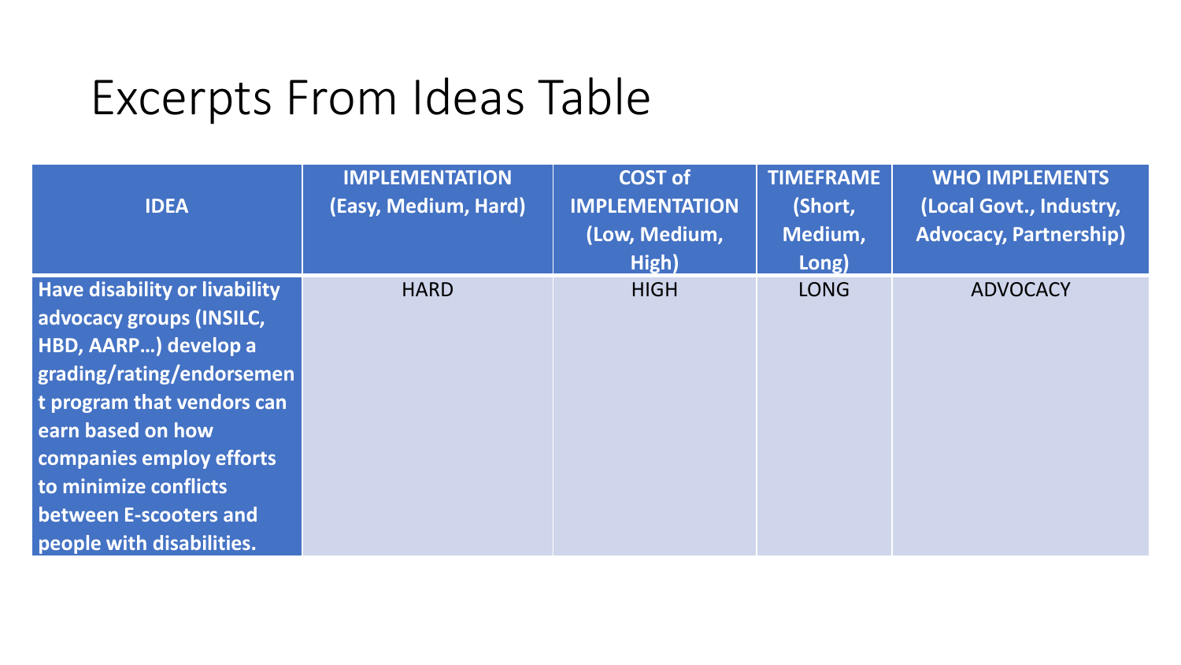# Excerpts From Ideas Table

| IDEA | IMPLEMENTATION (Easy, Medium, Hard) | COST of IMPLEMENTATION (Low, Medium, High) | TIMEFRAME (Short, Medium, Long) | WHO IMPLEMENTS (Local Govt., Industry, Advocacy, Partnership) |
|---|---|---|---|---|
| **Have disability or livability advocacy groups (INSILC, HBD, AARP…) develop a grading/rating/endorsement program that vendors can earn based on how companies employ efforts to minimize conflicts between E-scooters and people with disabilities.** | HARD | HIGH | LONG | ADVOCACY |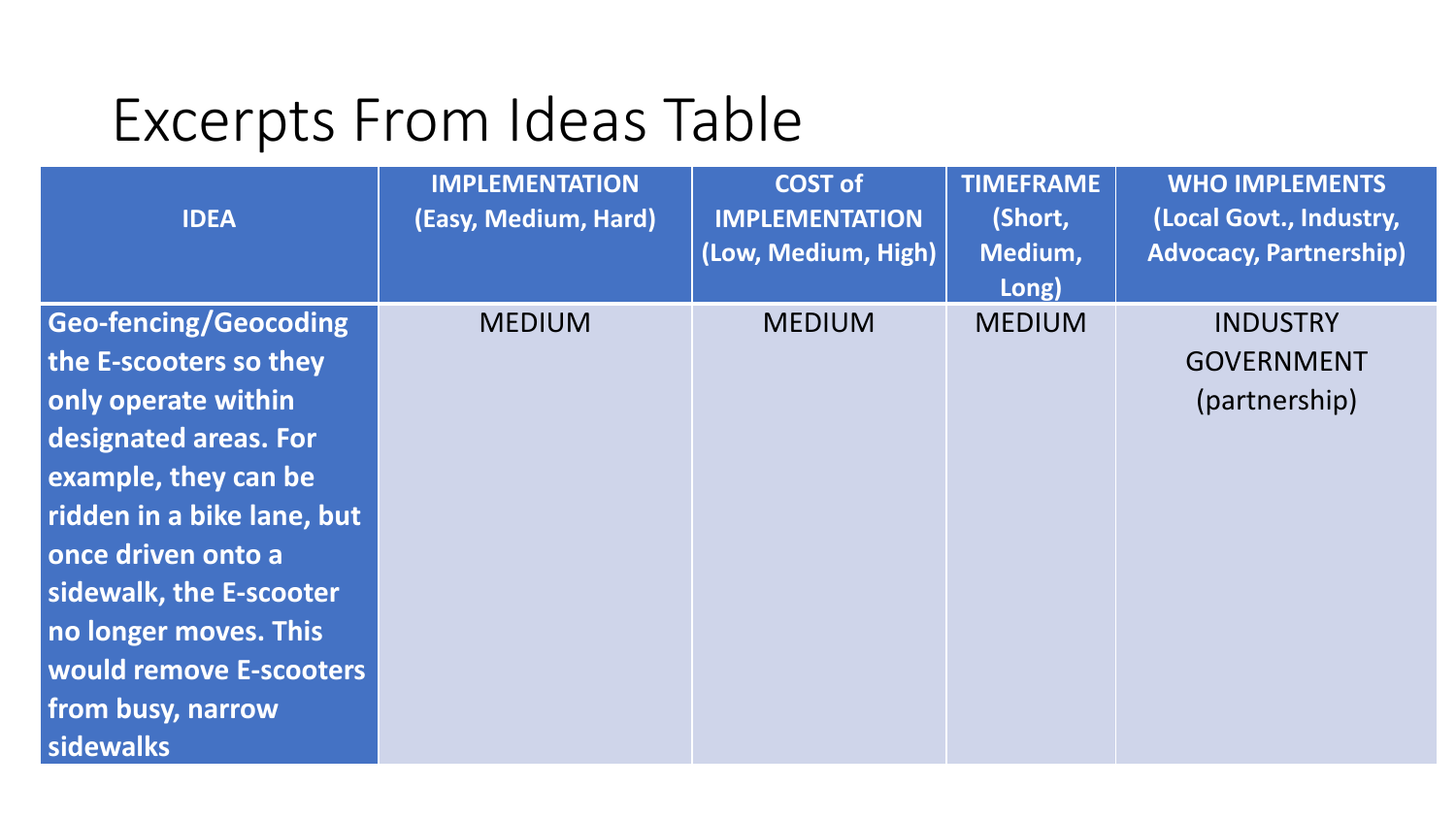# Excerpts From Ideas Table

| IDEA | IMPLEMENTATION (Easy, Medium, Hard) | COST of IMPLEMENTATION (Low, Medium, High) | TIMEFRAME (Short, Medium, Long) | WHO IMPLEMENTS (Local Govt., Industry, Advocacy, Partnership) |
|---|---|---|---|---|
| **Geo-fencing/Geocoding the E-scooters so they only operate within designated areas. For example, they can be ridden in a bike lane, but once driven onto a sidewalk, the E-scooter no longer moves. This would remove E-scooters from busy, narrow sidewalks** | MEDIUM | MEDIUM | MEDIUM | INDUSTRY GOVERNMENT (partnership) |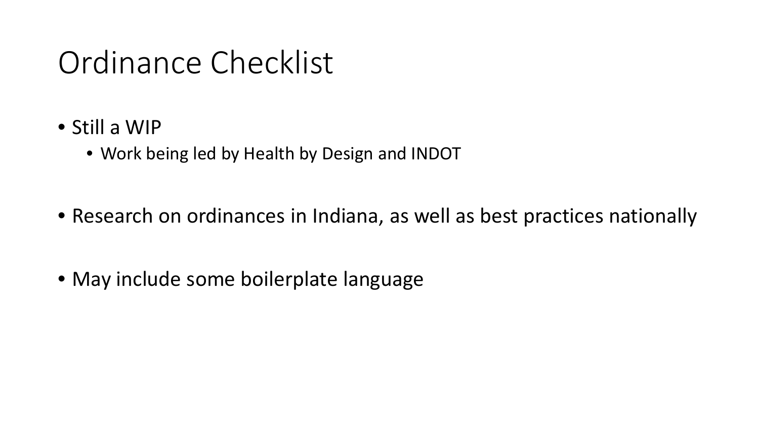# Ordinance Checklist

- Still a WIP
  - Work being led by Health by Design and INDOT
- Research on ordinances in Indiana, as well as best practices nationally
- May include some boilerplate language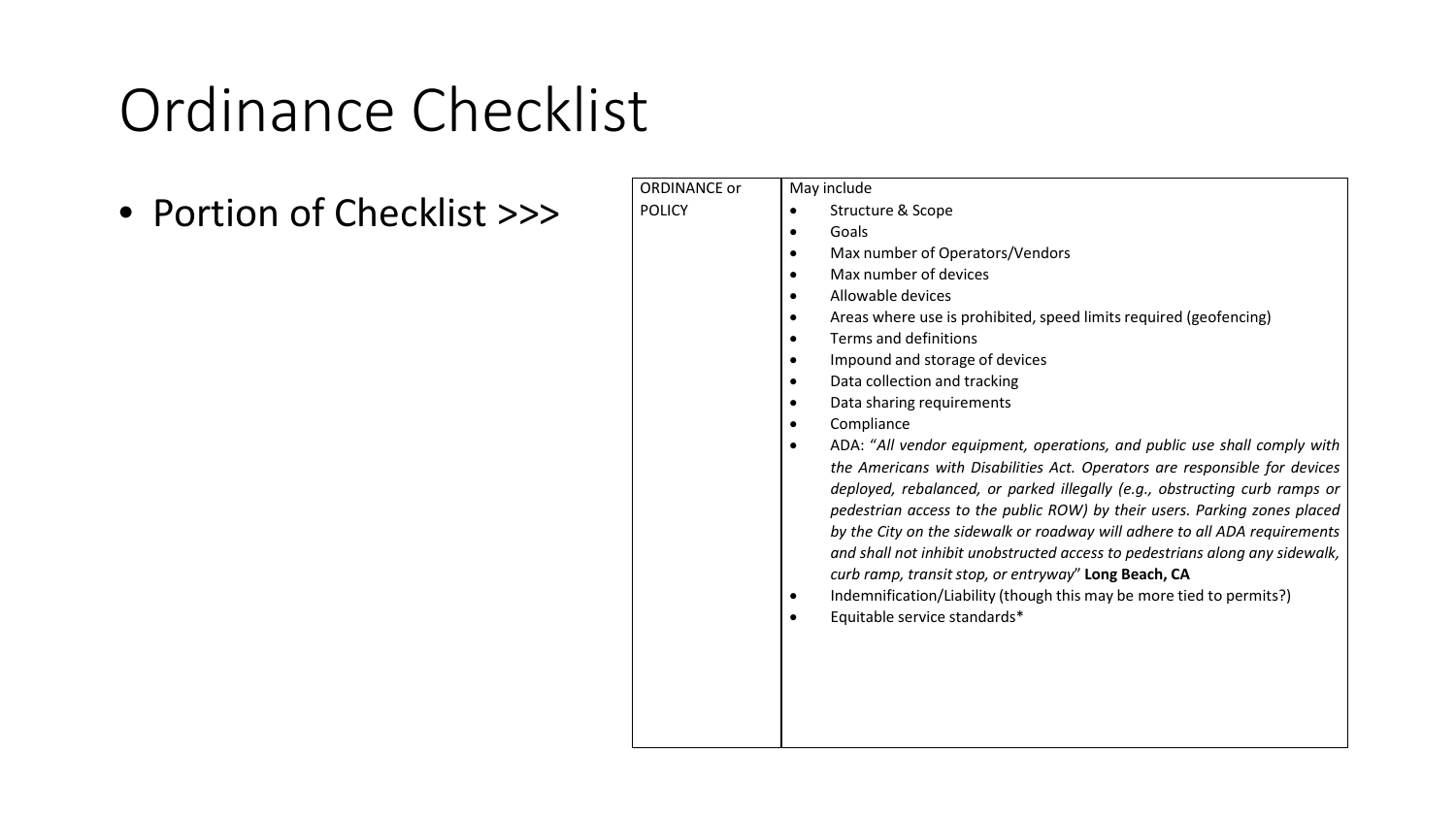# Ordinance Checklist

- Portion of Checklist >>>

| ORDINANCE or POLICY | May include |
| --- | --- |
| | • Structure & Scope<br>• Goals<br>• Max number of Operators/Vendors<br>• Max number of devices<br>• Allowable devices<br>• Areas where use is prohibited, speed limits required (geofencing)<br>• Terms and definitions<br>• Impound and storage of devices<br>• Data collection and tracking<br>• Data sharing requirements<br>• Compliance<br>• ADA: "*All vendor equipment, operations, and public use shall comply with the Americans with Disabilities Act. Operators are responsible for devices deployed, rebalanced, or parked illegally (e.g., obstructing curb ramps or pedestrian access to the public ROW) by their users. Parking zones placed by the City on the sidewalk or roadway will adhere to all ADA requirements and shall not inhibit unobstructed access to pedestrians along any sidewalk, curb ramp, transit stop, or entryway*" **Long Beach, CA**<br>• Indemnification/Liability (though this may be more tied to permits?)<br>• Equitable service standards* |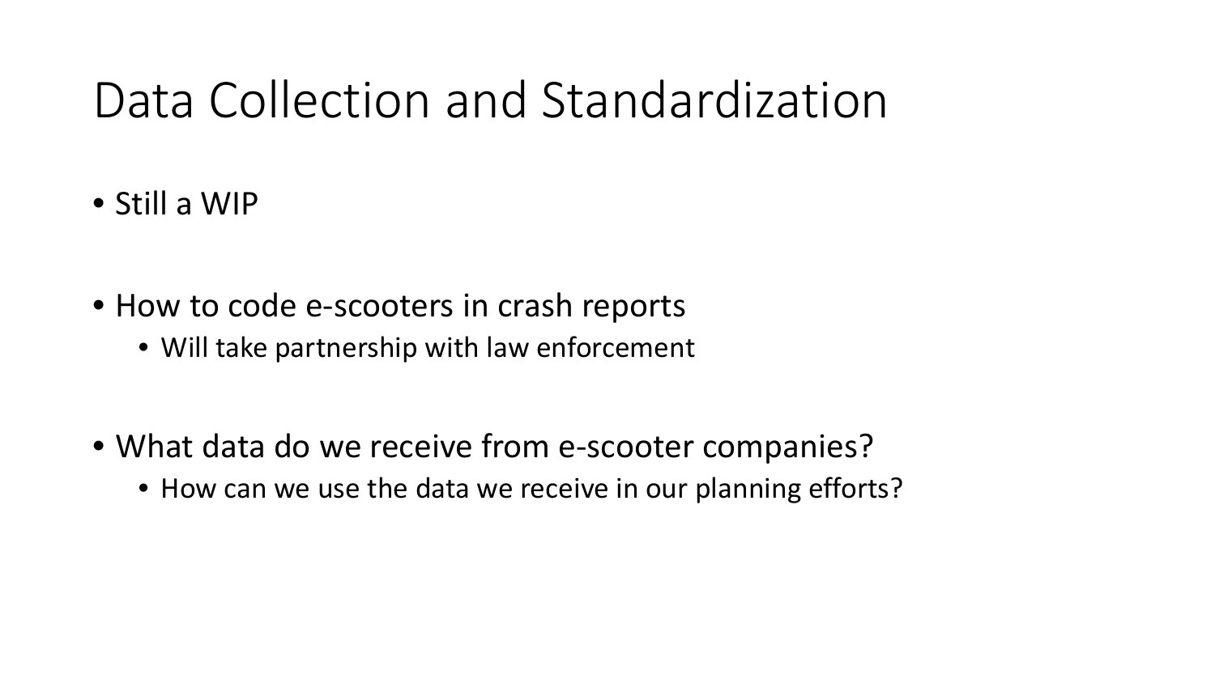# Data Collection and Standardization

- Still a WIP
- How to code e-scooters in crash reports
  - Will take partnership with law enforcement
- What data do we receive from e-scooter companies?
  - How can we use the data we receive in our planning efforts?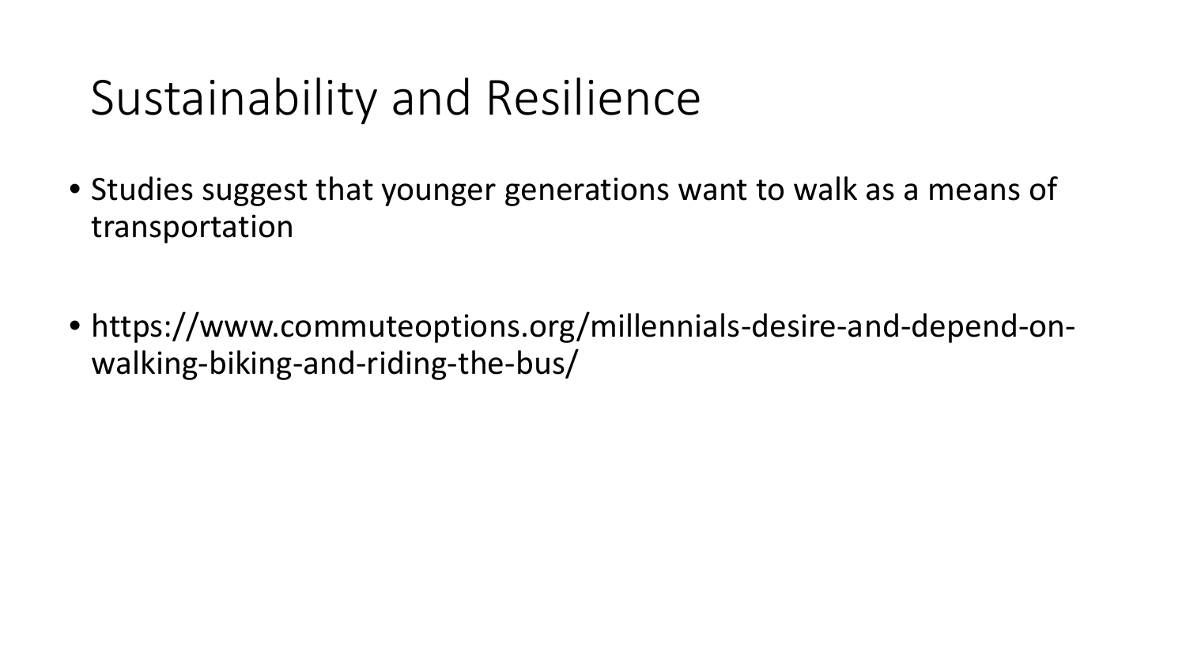# Sustainability and Resilience

- Studies suggest that younger generations want to walk as a means of transportation

- https://www.commuteoptions.org/millennials-desire-and-depend-on-walking-biking-and-riding-the-bus/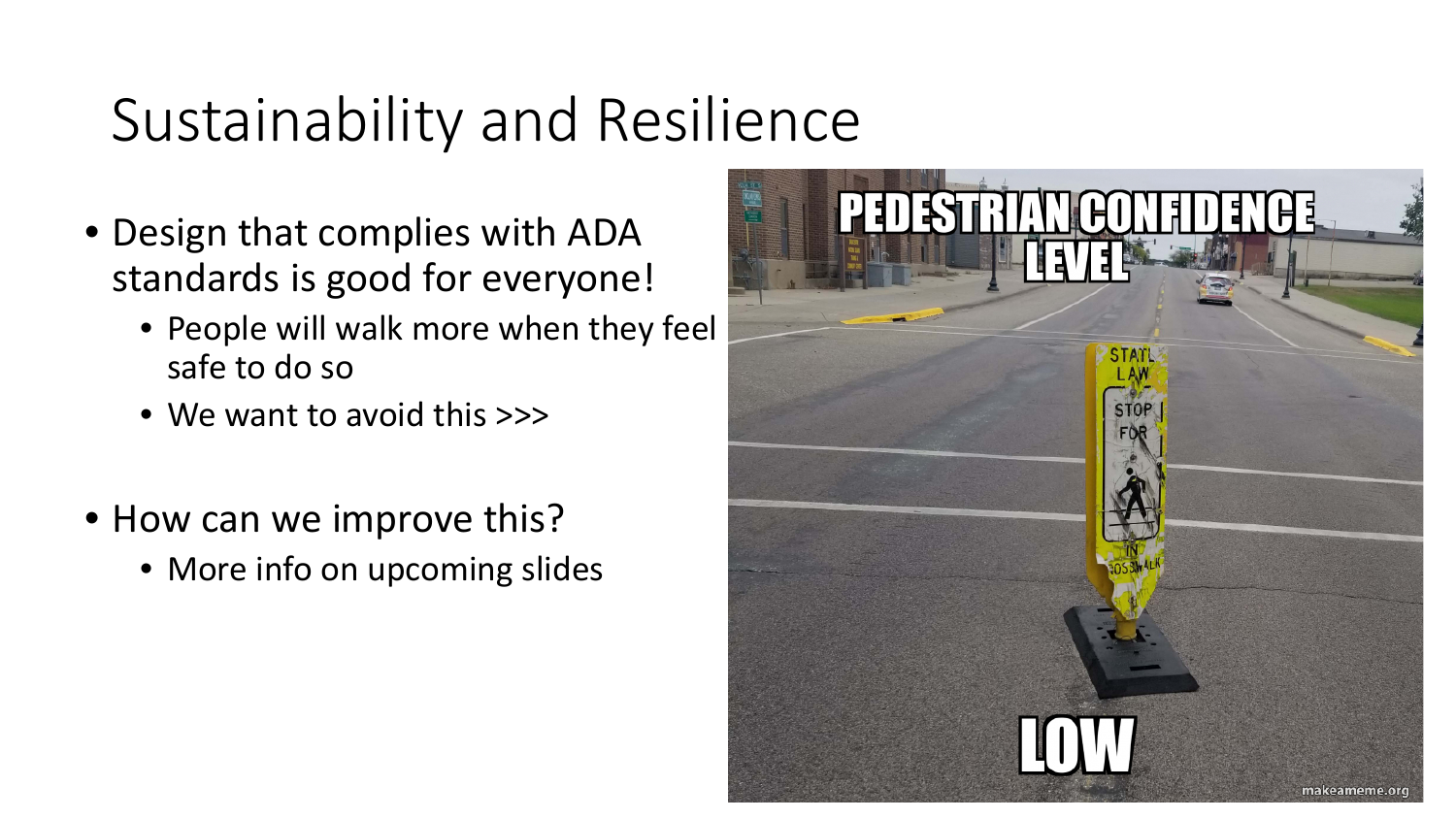# Sustainability and Resilience

- Design that complies with ADA standards is good for everyone!
  - People will walk more when they feel safe to do so
  - We want to avoid this >>>
- How can we improve this?
  - More info on upcoming slides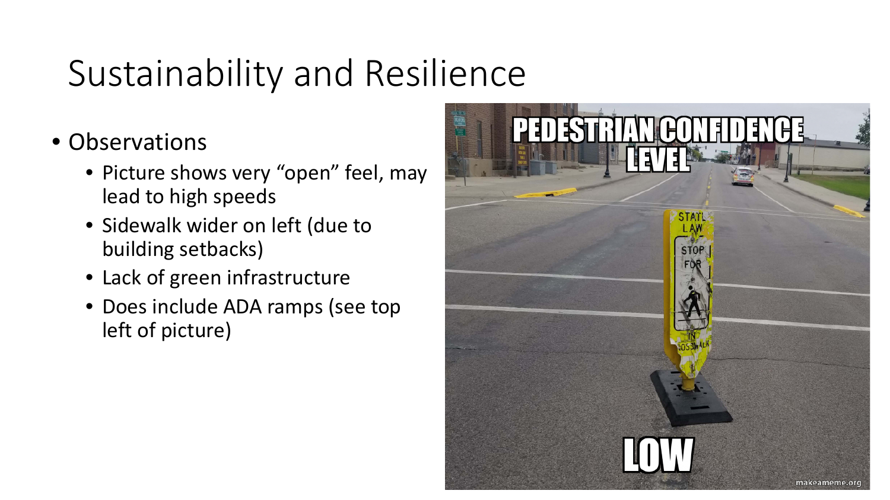# Sustainability and Resilience

- Observations
  - Picture shows very "open" feel, may lead to high speeds
  - Sidewalk wider on left (due to building setbacks)
  - Lack of green infrastructure
  - Does include ADA ramps (see top left of picture)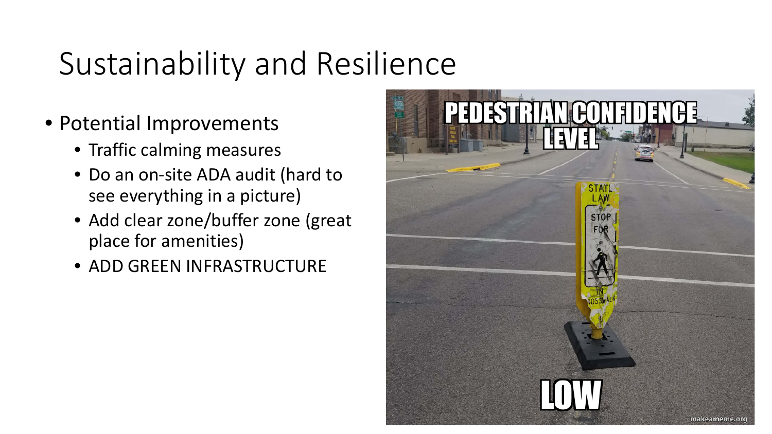# Sustainability and Resilience

- Potential Improvements
  - Traffic calming measures
  - Do an on-site ADA audit (hard to see everything in a picture)
  - Add clear zone/buffer zone (great place for amenities)
  - ADD GREEN INFRASTRUCTURE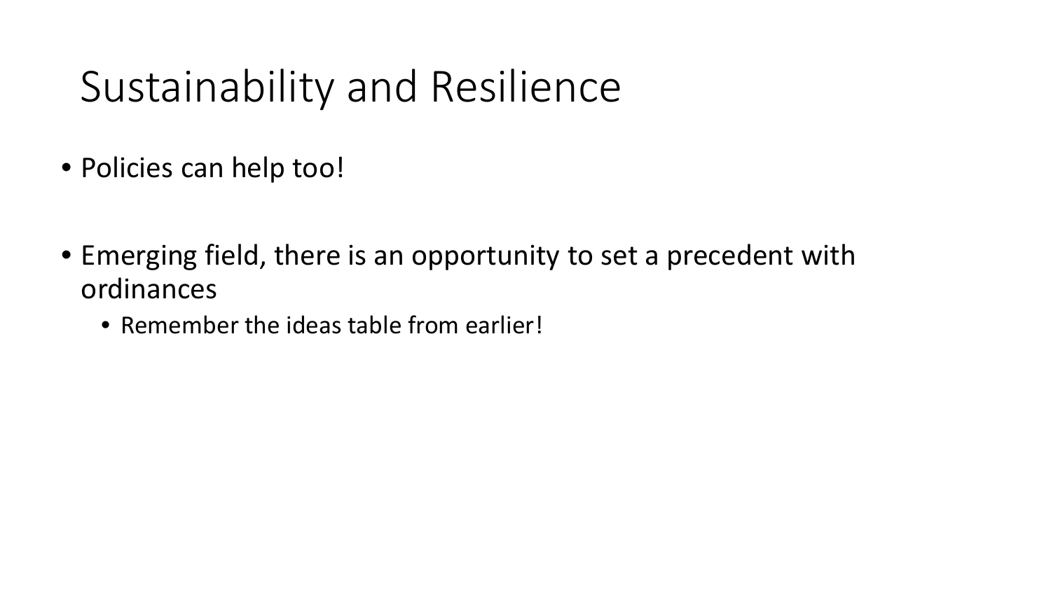# Sustainability and Resilience

- Policies can help too!
- Emerging field, there is an opportunity to set a precedent with ordinances
  - Remember the ideas table from earlier!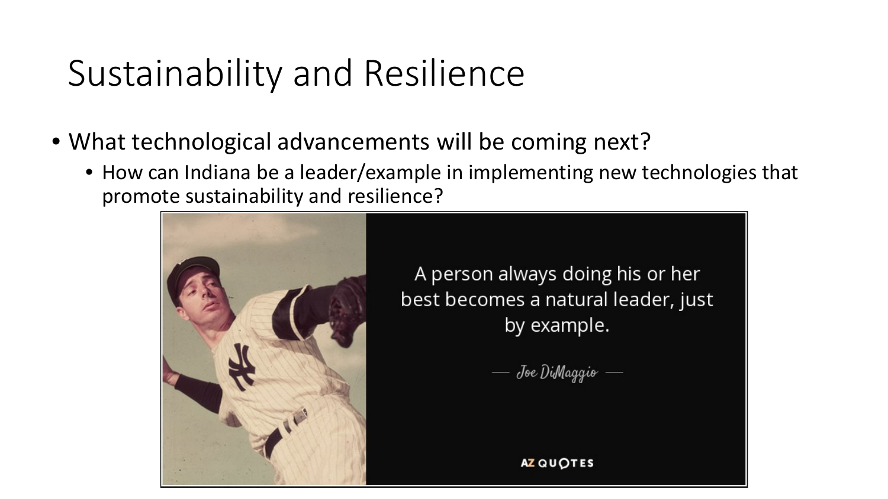# Sustainability and Resilience

- What technological advancements will be coming next?
  - How can Indiana be a leader/example in implementing new technologies that promote sustainability and resilience?

A person always doing his or her best becomes a natural leader, just by example.

— Joe DiMaggio —

AZ QUOTES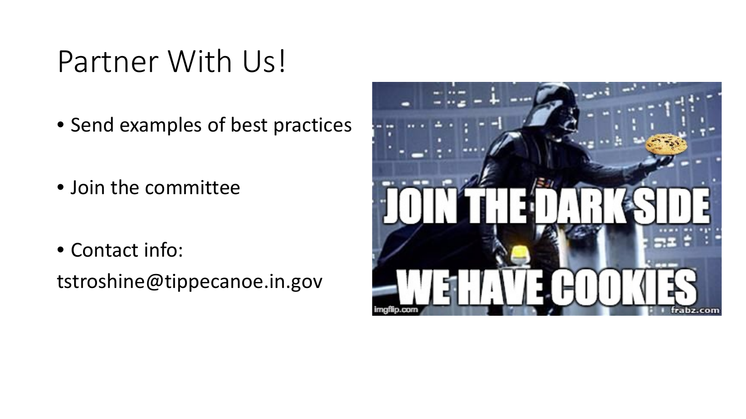# Partner With Us!

- Send examples of best practices
- Join the committee
- Contact info:

tstroshine@tippecanoe.in.gov